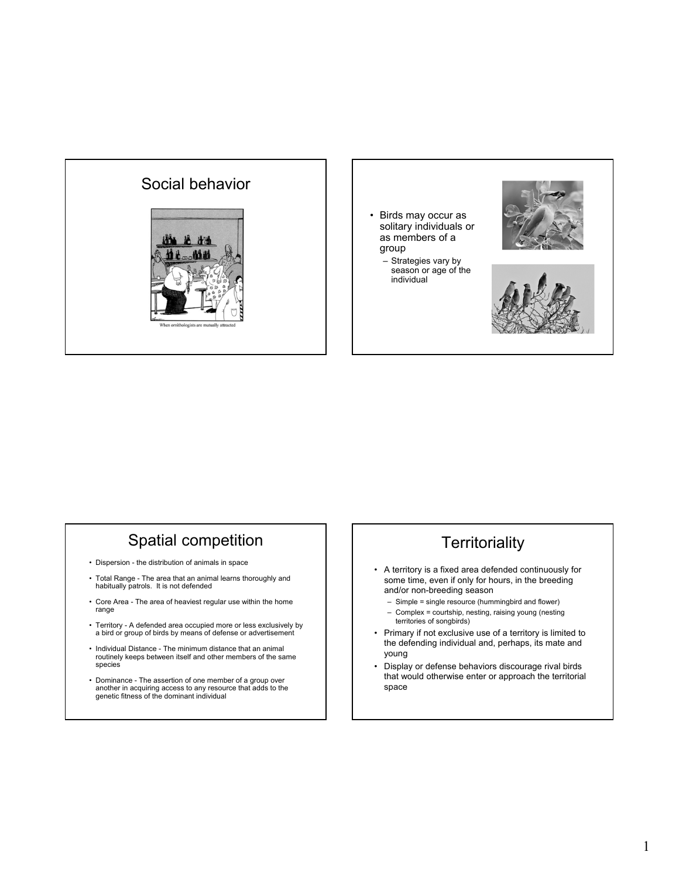# Social behavior

When ornithologists are mutually attracted

---

- Birds may occur as solitary individuals or as members of a group
  - Strategies vary by season or age of the individual

---

# Spatial competition

- Dispersion - the distribution of animals in space
- Total Range - The area that an animal learns thoroughly and habitually patrols. It is not defended
- Core Area - The area of heaviest regular use within the home range
- Territory - A defended area occupied more or less exclusively by a bird or group of birds by means of defense or advertisement
- Individual Distance - The minimum distance that an animal routinely keeps between itself and other members of the same species
- Dominance - The assertion of one member of a group over another in acquiring access to any resource that adds to the genetic fitness of the dominant individual

---

# Territoriality

- A territory is a fixed area defended continuously for some time, even if only for hours, in the breeding and/or non-breeding season
  - Simple = single resource (hummingbird and flower)
  - Complex = courtship, nesting, raising young (nesting territories of songbirds)
- Primary if not exclusive use of a territory is limited to the defending individual and, perhaps, its mate and young
- Display or defense behaviors discourage rival birds that would otherwise enter or approach the territorial space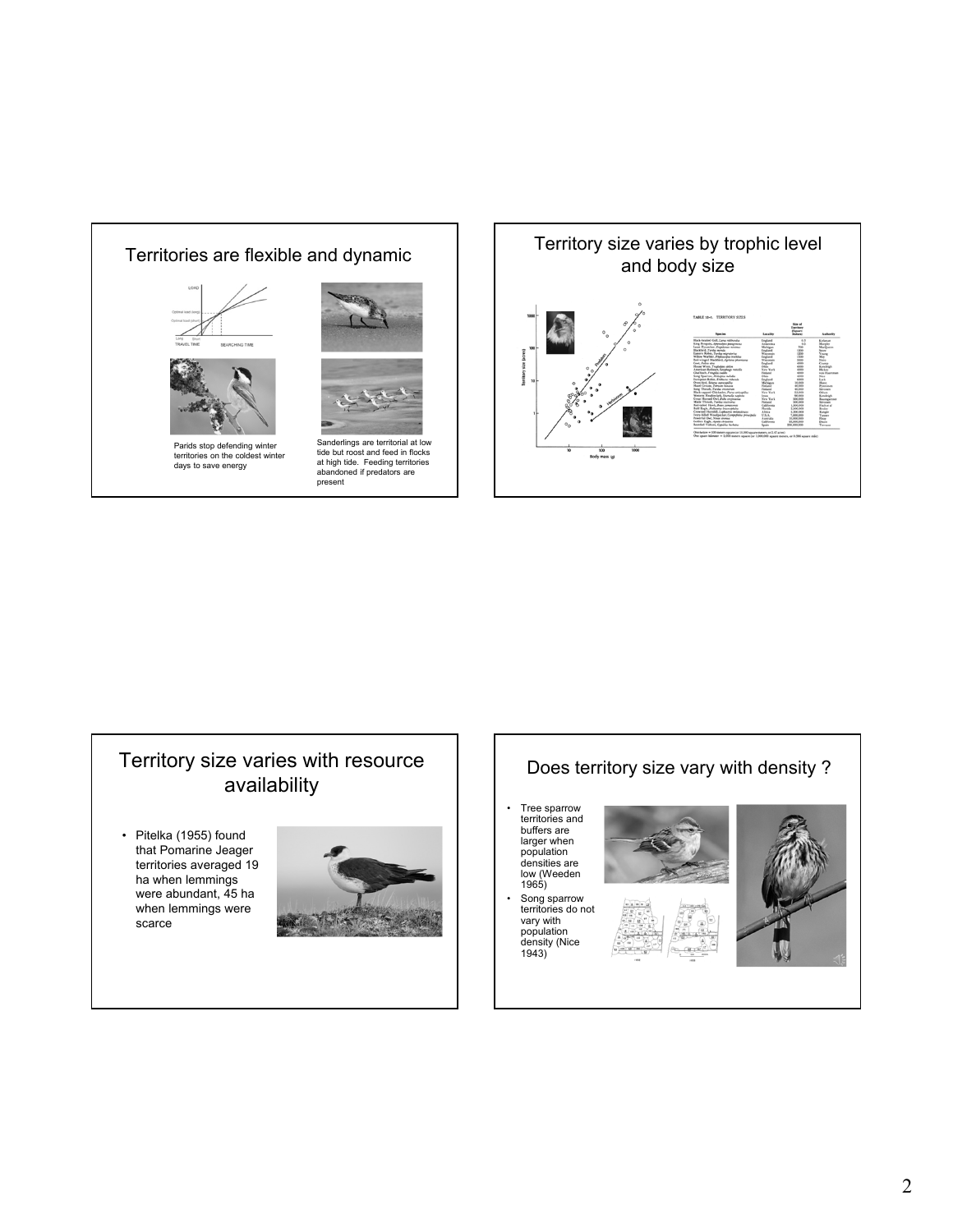## Territories are flexible and dynamic

Parids stop defending winter territories on the coldest winter days to save energy

Sanderlings are territorial at low tide but roost and feed in flocks at high tide. Feeding territories abandoned if predators are present

## Territory size varies by trophic level and body size

## Territory size varies with resource availability

- Pitelka (1955) found that Pomarine Jeager territories averaged 19 ha when lemmings were abundant, 45 ha when lemmings were scarce

## Does territory size vary with density ?

- Tree sparrow territories and buffers are larger when population densities are low (Weeden 1965)
- Song sparrow territories do not vary with population density (Nice 1943)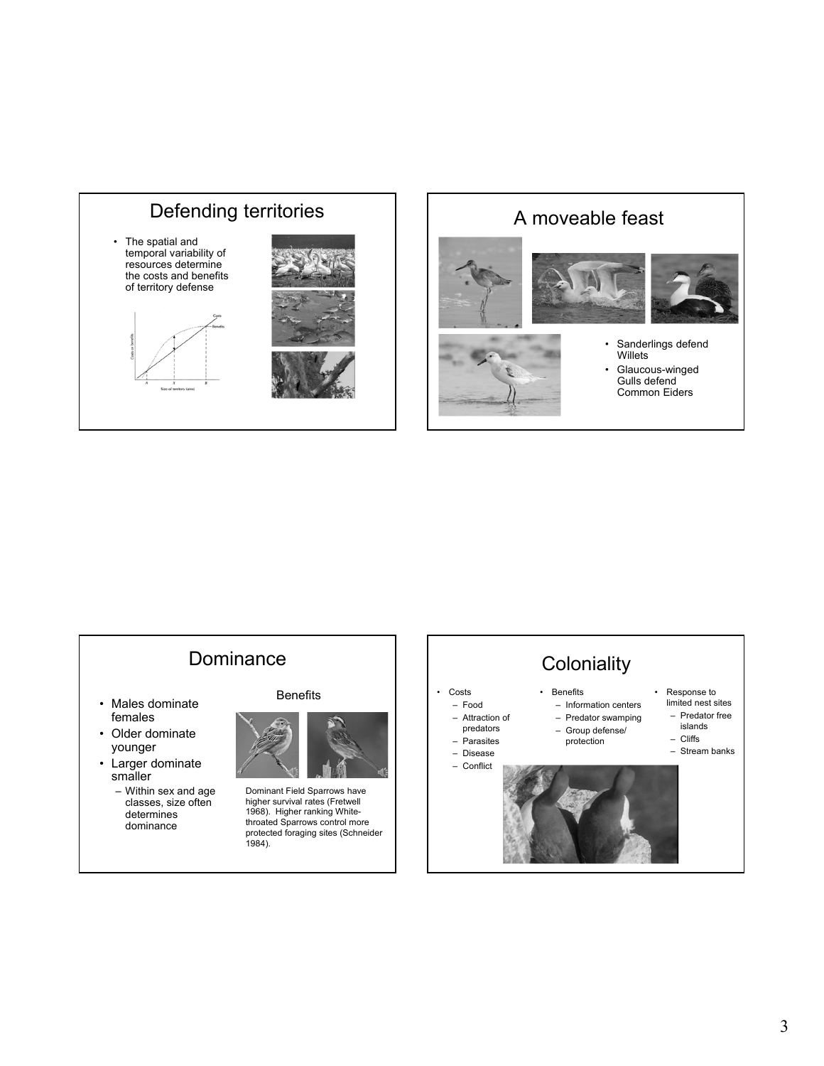## Defending territories

- The spatial and temporal variability of resources determine the costs and benefits of territory defense

## A moveable feast

- Sanderlings defend Willets
- Glaucous-winged Gulls defend Common Eiders

## Dominance

- Males dominate females
- Older dominate younger
- Larger dominate smaller
  - Within sex and age classes, size often determines dominance

Benefits

Dominant Field Sparrows have higher survival rates (Fretwell 1968). Higher ranking White-throated Sparrows control more protected foraging sites (Schneider 1984).

## Coloniality

- Costs
  - Food
  - Attraction of predators
  - Parasites
  - Disease
  - Conflict
- Benefits
  - Information centers
  - Predator swamping
  - Group defense/ protection
- Response to limited nest sites
  - Predator free islands
  - Cliffs
  - Stream banks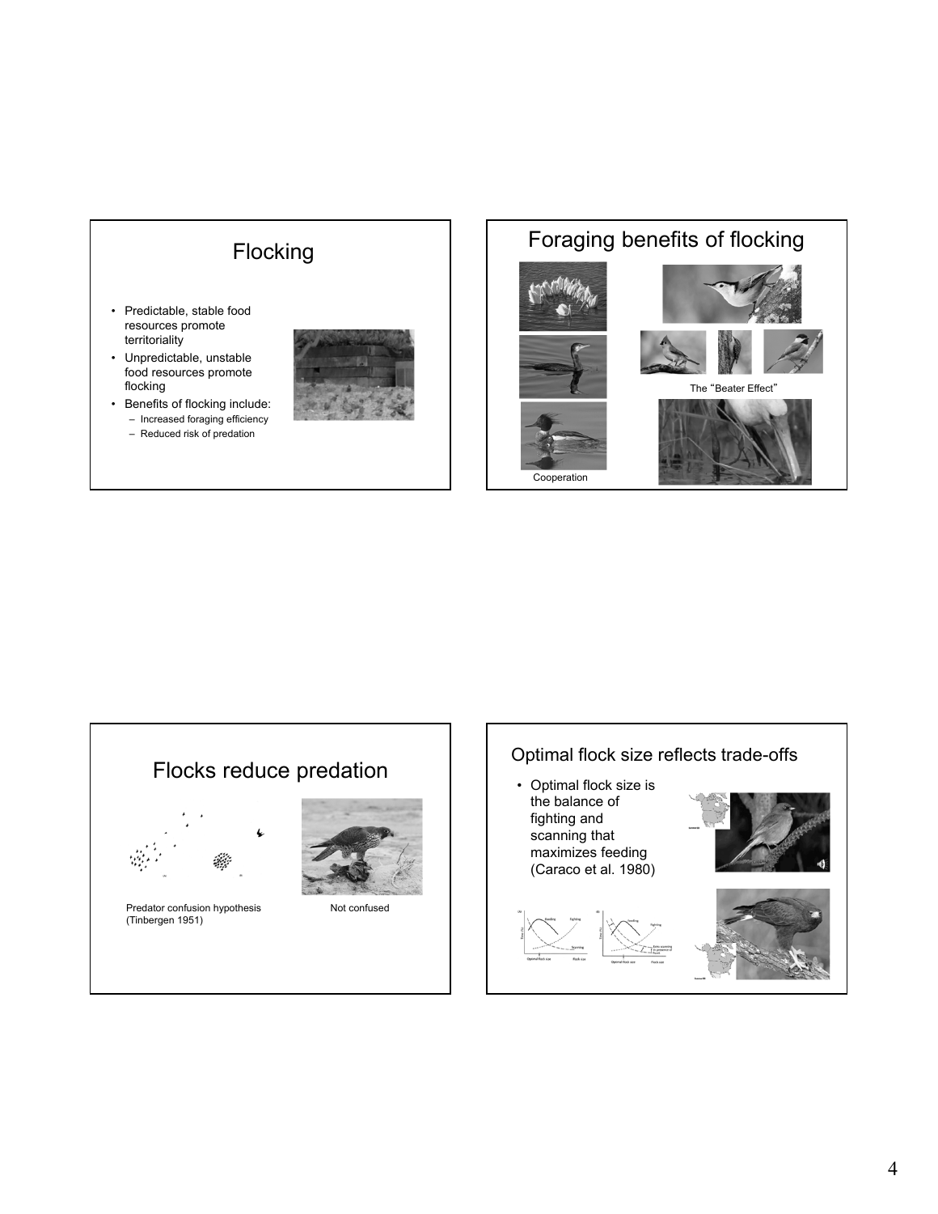# Flocking

- Predictable, stable food resources promote territoriality
- Unpredictable, unstable food resources promote flocking
- Benefits of flocking include:
  - Increased foraging efficiency
  - Reduced risk of predation

# Foraging benefits of flocking

Cooperation

The "Beater Effect"

# Flocks reduce predation

Predator confusion hypothesis (Tinbergen 1951)

Not confused

## Optimal flock size reflects trade-offs

- Optimal flock size is the balance of fighting and scanning that maximizes feeding (Caraco et al. 1980)